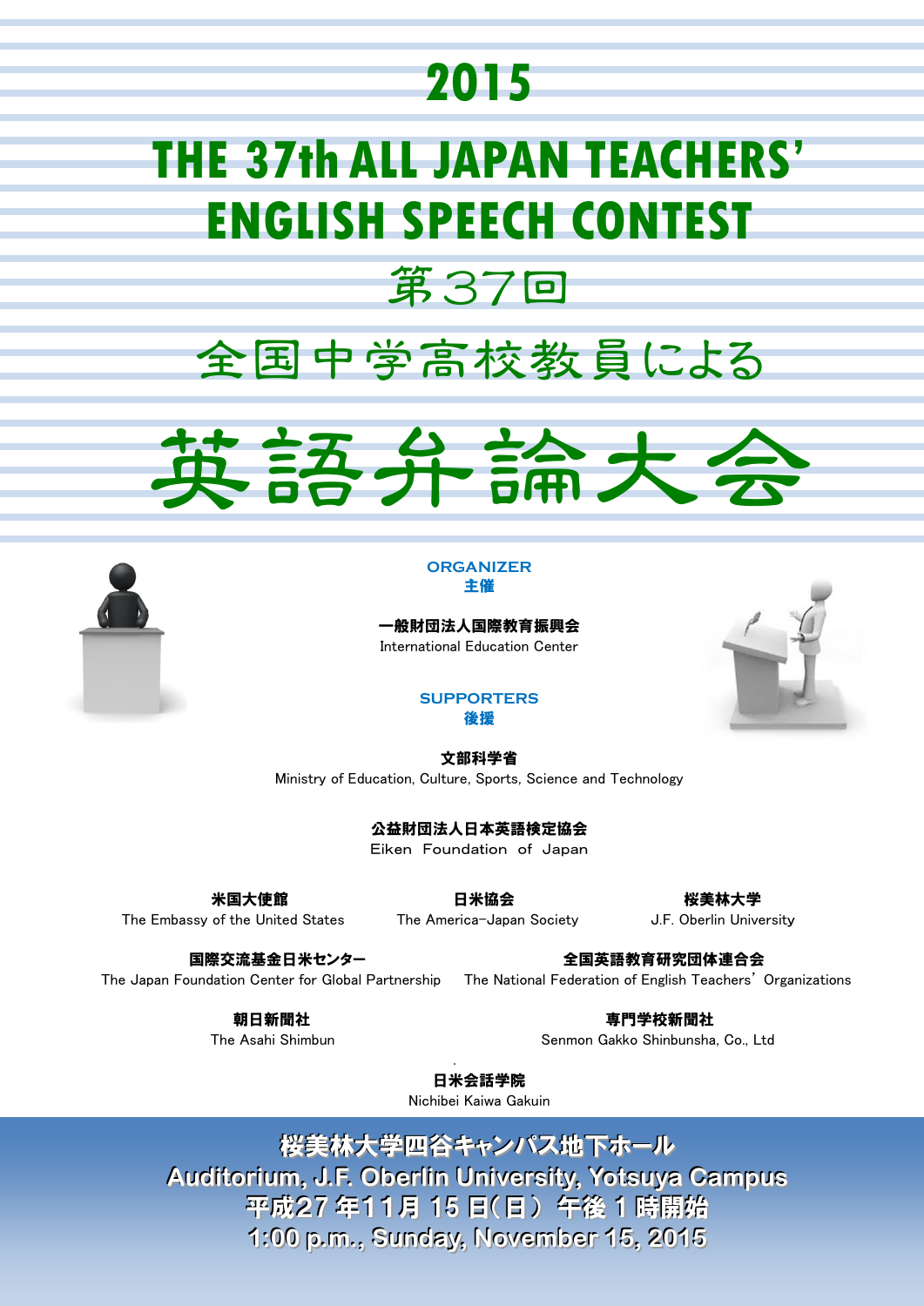# 2015

# THE 37th ALL JAPAN TEACHERS' ENGLISH SPEECH CONTEST

## 第37回

## 全国中学高校教員による

# 英語弁論大会

**ORGANIZER**
**主催**

**一般財団法人国際教育振興会**
International Education Center

**SUPPORTERS**
**後援**

**文部科学省**
Ministry of Education, Culture, Sports, Science and Technology

**公益財団法人日本英語検定協会**
Eiken Foundation of Japan

**米国大使館**
The Embassy of the United States

**日米協会**
The America-Japan Society

**桜美林大学**
J.F. Oberlin University

**国際交流基金日米センター**
The Japan Foundation Center for Global Partnership

**全国英語教育研究団体連合会**
The National Federation of English Teachers' Organizations

**朝日新聞社**
The Asahi Shimbun

**専門学校新聞社**
Senmon Gakko Shinbunsha, Co., Ltd

**日米会話学院**
Nichibei Kaiwa Gakuin

**桜美林大学四谷キャンパス地下ホール**
**Auditorium, J.F. Oberlin University, Yotsuya Campus**
**平成27年11月15日(日) 午後1時開始**
**1:00 p.m., Sunday, November 15, 2015**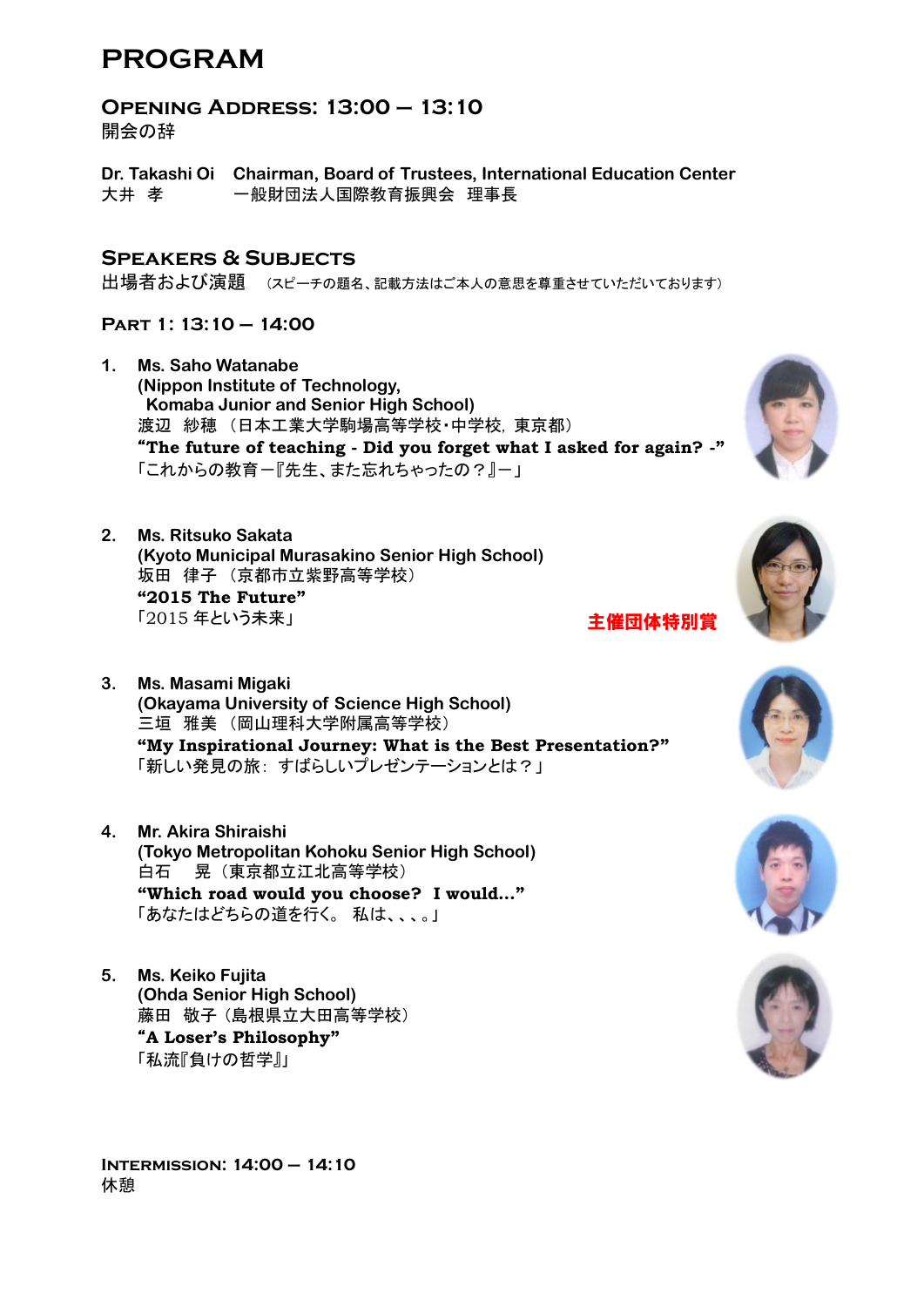# PROGRAM

## Opening Address: 13:00 – 13:10
開会の辞

Dr. Takashi Oi　Chairman, Board of Trustees, International Education Center
大井　孝　　　一般財団法人国際教育振興会　理事長

## Speakers & Subjects
出場者および演題　（スピーチの題名、記載方法はご本人の意思を尊重させていただいております）

### Part 1: 13:10 – 14:00

1. Ms. Saho Watanabe
(Nippon Institute of Technology,
Komaba Junior and Senior High School)
渡辺　紗穂　（日本工業大学駒場高等学校・中学校，東京都）
**"The future of teaching - Did you forget what I asked for again? -"**
「これからの教育ー『先生、また忘れちゃったの？』ー」

2. Ms. Ritsuko Sakata
(Kyoto Municipal Murasakino Senior High School)
坂田　律子　（京都市立紫野高等学校）
**"2015 The Future"**
「2015 年という未来」
**主催団体特別賞**

3. Ms. Masami Migaki
(Okayama University of Science High School)
三垣　雅美　（岡山理科大学附属高等学校）
**"My Inspirational Journey: What is the Best Presentation?"**
「新しい発見の旅：すばらしいプレゼンテーションとは？」

4. Mr. Akira Shiraishi
(Tokyo Metropolitan Kohoku Senior High School)
白石　晃（東京都立江北高等学校）
**"Which road would you choose?　I would…"**
「あなたはどちらの道を行く。 私は、、、。」

5. Ms. Keiko Fujita
(Ohda Senior High School)
藤田　敬子（島根県立大田高等学校）
**"A Loser's Philosophy"**
「私流『負けの哲学』」

## Intermission: 14:00 – 14:10
休憩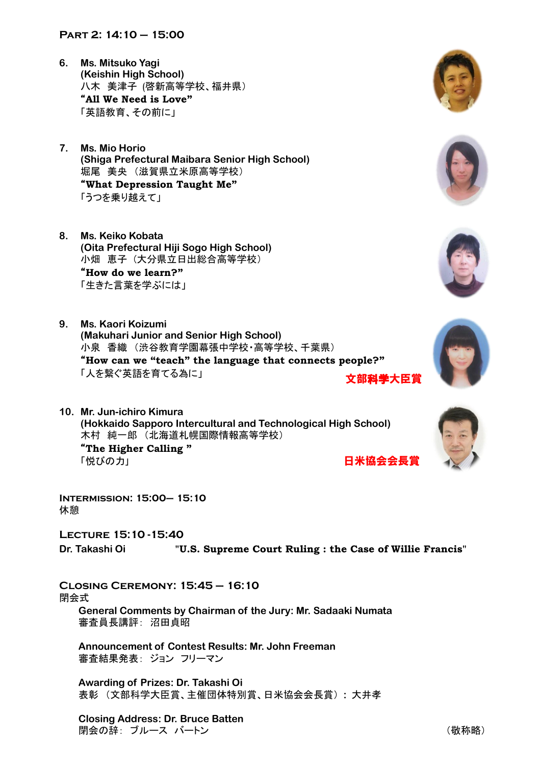## Part 2: 14:10 – 15:00

6. Ms. Mitsuko Yagi
   (Keishin High School)
   八木　美津子 (啓新高等学校、福井県)
   **"All We Need is Love"**
   「英語教育、その前に」

7. Ms. Mio Horio
   (Shiga Prefectural Maibara Senior High School)
   堀尾　美央　(滋賀県立米原高等学校)
   **"What Depression Taught Me"**
   「うつを乗り越えて」

8. Ms. Keiko Kobata
   (Oita Prefectural Hiji Sogo High School)
   小畑　恵子 (大分県立日出総合高等学校)
   **"How do we learn?"**
   「生きた言葉を学ぶには」

9. Ms. Kaori Koizumi
   (Makuhari Junior and Senior High School)
   小泉　香織　(渋谷教育学園幕張中学校・高等学校、千葉県)
   **"How can we "teach" the language that connects people?"**
   「人を繋ぐ英語を育てる為に」
   **文部科學大臣賞**

10. Mr. Jun-ichiro Kimura
    (Hokkaido Sapporo Intercultural and Technological High School)
    木村　純一郎 (北海道札幌国際情報高等学校)
    **"The Higher Calling "**
    「悦びの力」
    **日米協会会長賞**

## Intermission: 15:00– 15:10
休憩

## Lecture 15:10 -15:40
Dr. Takashi Oi　　"**U.S. Supreme Court Ruling : the Case of Willie Francis**"

## Closing Ceremony: 15:45 – 16:10
閉会式

General Comments by Chairman of the Jury: Mr. Sadaaki Numata
審査員長講評：沼田貞昭

Announcement of Contest Results: Mr. John Freeman
審査結果発表：ジョン　フリーマン

Awarding of Prizes: Dr. Takashi Oi
表彰 (文部科学大臣賞、主催団体特別賞、日米協会会長賞)：大井孝

Closing Address: Dr. Bruce Batten
閉会の辞：ブルース　バートン

(敬称略)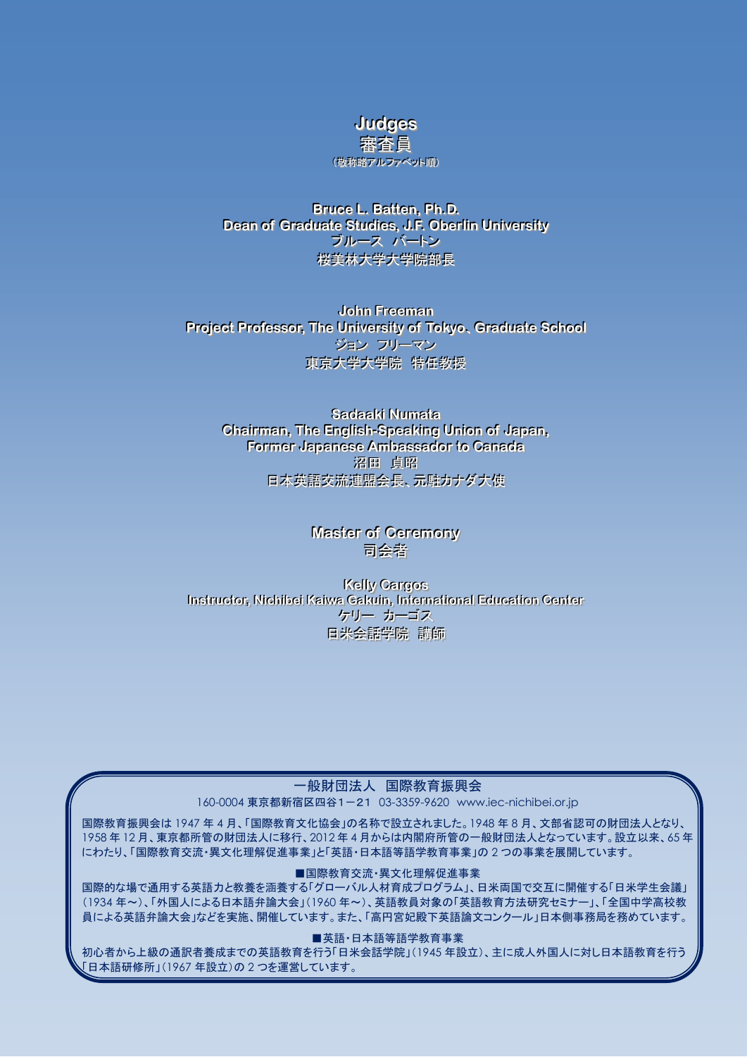## Judges
## 審査員

（敬称略アルファベット順）

**Bruce L. Batten, Ph.D.**
**Dean of Graduate Studies, J.F. Oberlin University**
ブルース　バートン
桜美林大学大学院部長

**John Freeman**
**Project Professor, The University of Tokyo、Graduate School**
ジョン　フリーマン
東京大学大学院　特任教授

**Sadaaki Numata**
**Chairman, The English-Speaking Union of Japan,**
**Former Japanese Ambassador to Canada**
沼田　貞昭
日本英語交流連盟会長、元駐カナダ大使

## Master of Ceremony
## 司会者

**Kelly Cargos**
**Instructor, Nichibei Kaiwa Gakuin, International Education Center**
ケリー　カーゴス
日米会話学院　講師

---

一般財団法人　国際教育振興会

160-0004 東京都新宿区四谷１－２１　03-3359-9620　www.iec-nichibei.or.jp

国際教育振興会は 1947 年 4 月、「国際教育文化協会」の名称で設立されました。1948 年 8 月、文部省認可の財団法人となり、1958 年 12 月、東京都所管の財団法人に移行、2012 年 4 月からは内閣府所管の一般財団法人となっています。設立以来、65 年にわたり、「国際教育交流・異文化理解促進事業」と「英語・日本語等語学教育事業」の 2 つの事業を展開しています。

■国際教育交流・異文化理解促進事業

国際的な場で通用する英語力と教養を涵養する「グローバル人材育成プログラム」、日米両国で交互に開催する「日米学生会議」（1934 年〜）、「外国人による日本語弁論大会」（1960 年〜）、英語教員対象の「英語教育方法研究セミナー」、「全国中学高校教員による英語弁論大会」などを実施、開催しています。また、「高円宮妃殿下英語論文コンクール」日本側事務局を務めています。

■英語・日本語等語学教育事業

初心者から上級の通訳者養成までの英語教育を行う「日米会話学院」（1945 年設立）、主に成人外国人に対し日本語教育を行う「日本語研修所」（1967 年設立）の 2 つを運営しています。